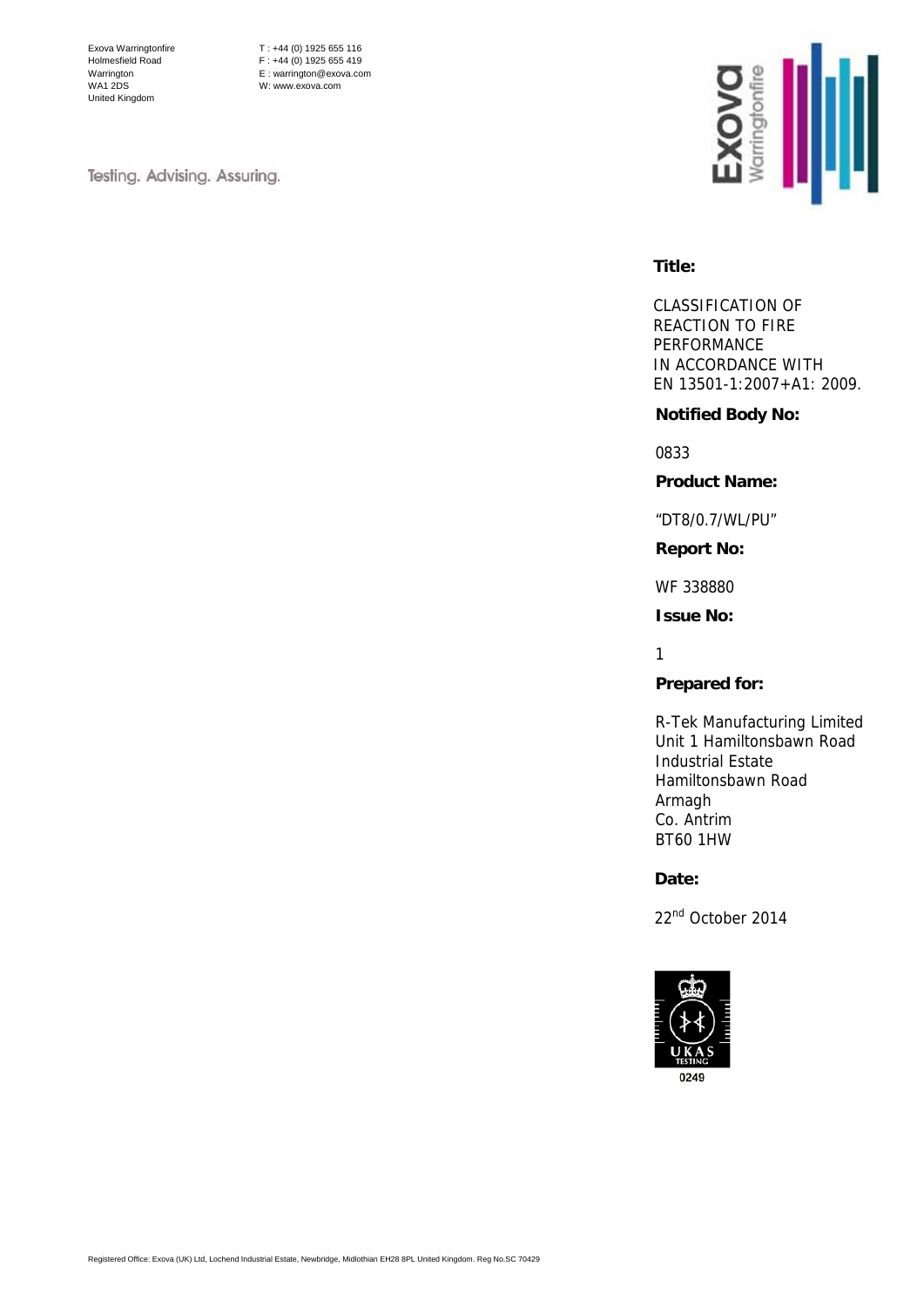Exova Warringtonfire
Holmesfield Road
Warrington
WA1 2DS
United Kingdom

T : +44 (0) 1925 655 116
F : +44 (0) 1925 655 419
E : warrington@exova.com
W: www.exova.com

Testing. Advising. Assuring.

**Title:**

CLASSIFICATION OF REACTION TO FIRE PERFORMANCE IN ACCORDANCE WITH EN 13501-1:2007+A1: 2009.

**Notified Body No:**

0833

**Product Name:**

"DT8/0.7/WL/PU"

**Report No:**

WF 338880

**Issue No:**

1

**Prepared for:**

R-Tek Manufacturing Limited
Unit 1 Hamiltonsbawn Road
Industrial Estate
Hamiltonsbawn Road
Armagh
Co. Antrim
BT60 1HW

**Date:**

22nd October 2014

UKAS TESTING
0249

Registered Office: Exova (UK) Ltd, Lochend Industrial Estate, Newbridge, Midlothian EH28 8PL United Kingdom. Reg No.SC 70429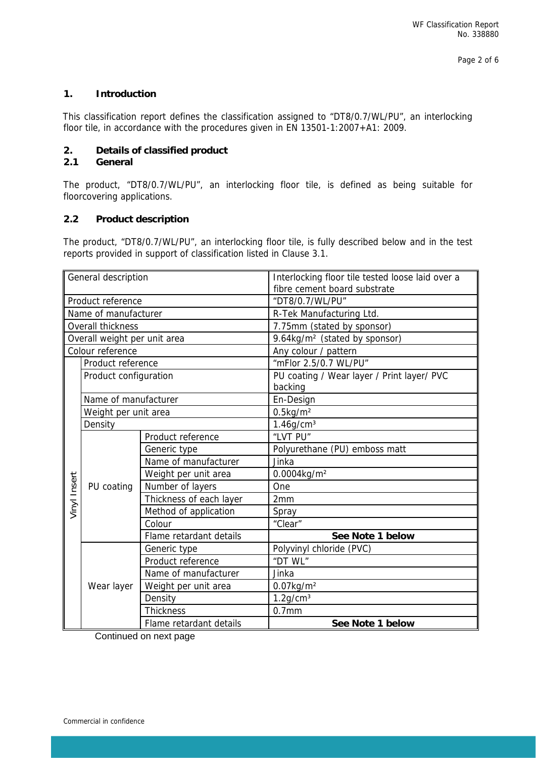## 1. Introduction

This classification report defines the classification assigned to "DT8/0.7/WL/PU", an interlocking floor tile, in accordance with the procedures given in EN 13501-1:2007+A1: 2009.

## 2. Details of classified product

### 2.1 General

The product, "DT8/0.7/WL/PU", an interlocking floor tile, is defined as being suitable for floorcovering applications.

### 2.2 Product description

The product, "DT8/0.7/WL/PU", an interlocking floor tile, is fully described below and in the test reports provided in support of classification listed in Clause 3.1.

| | | | |
|---|---|---|---|
| General description | | | Interlocking floor tile tested loose laid over a fibre cement board substrate |
| Product reference | | | "DT8/0.7/WL/PU" |
| Name of manufacturer | | | R-Tek Manufacturing Ltd. |
| Overall thickness | | | 7.75mm (stated by sponsor) |
| Overall weight per unit area | | | 9.64kg/m² (stated by sponsor) |
| Colour reference | | | Any colour / pattern |
| Vinyl Insert | Product reference | | "mFlor 2.5/0.7 WL/PU" |
| | Product configuration | | PU coating / Wear layer / Print layer/ PVC backing |
| | Name of manufacturer | | En-Design |
| | Weight per unit area | | 0.5kg/m² |
| | Density | | 1.46g/cm³ |
| | PU coating | Product reference | "LVT PU" |
| | | Generic type | Polyurethane (PU) emboss matt |
| | | Name of manufacturer | Jinka |
| | | Weight per unit area | 0.0004kg/m² |
| | | Number of layers | One |
| | | Thickness of each layer | 2mm |
| | | Method of application | Spray |
| | | Colour | "Clear" |
| | | Flame retardant details | **See Note 1 below** |
| | Wear layer | Generic type | Polyvinyl chloride (PVC) |
| | | Product reference | "DT WL" |
| | | Name of manufacturer | Jinka |
| | | Weight per unit area | 0.07kg/m² |
| | | Density | 1.2g/cm³ |
| | | Thickness | 0.7mm |
| | | Flame retardant details | **See Note 1 below** |

Continued on next page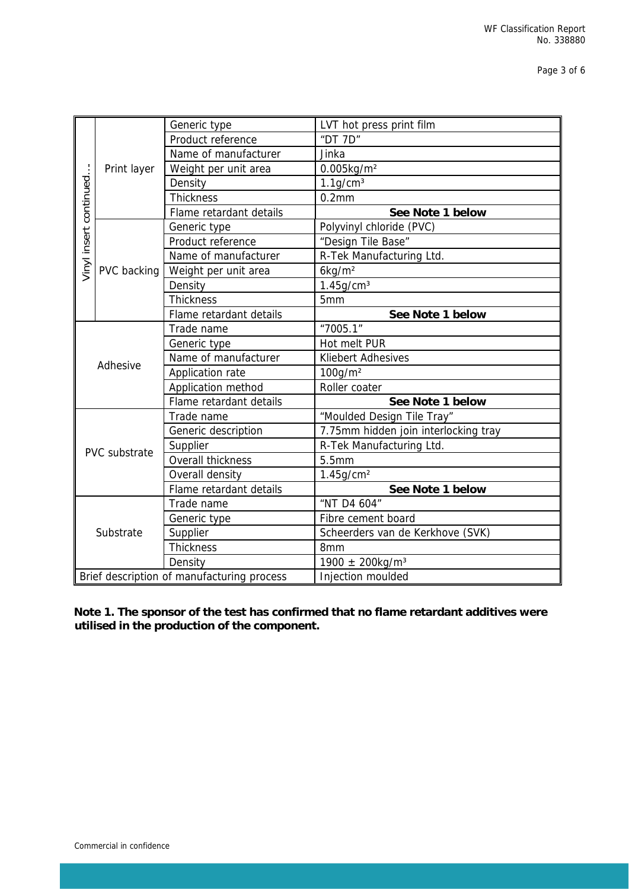| | | | |
|---|---|---|---|
| Vinyl insert continued… | Print layer | Generic type | LVT hot press print film |
| | | Product reference | "DT 7D" |
| | | Name of manufacturer | Jinka |
| | | Weight per unit area | 0.005kg/m² |
| | | Density | 1.1g/cm³ |
| | | Thickness | 0.2mm |
| | | Flame retardant details | **See Note 1 below** |
| | PVC backing | Generic type | Polyvinyl chloride (PVC) |
| | | Product reference | "Design Tile Base" |
| | | Name of manufacturer | R-Tek Manufacturing Ltd. |
| | | Weight per unit area | 6kg/m² |
| | | Density | 1.45g/cm³ |
| | | Thickness | 5mm |
| | | Flame retardant details | **See Note 1 below** |
| Adhesive | | Trade name | "7005.1" |
| | | Generic type | Hot melt PUR |
| | | Name of manufacturer | Kliebert Adhesives |
| | | Application rate | 100g/m² |
| | | Application method | Roller coater |
| | | Flame retardant details | **See Note 1 below** |
| PVC substrate | | Trade name | "Moulded Design Tile Tray" |
| | | Generic description | 7.75mm hidden join interlocking tray |
| | | Supplier | R-Tek Manufacturing Ltd. |
| | | Overall thickness | 5.5mm |
| | | Overall density | 1.45g/cm² |
| | | Flame retardant details | **See Note 1 below** |
| Substrate | | Trade name | "NT D4 604" |
| | | Generic type | Fibre cement board |
| | | Supplier | Scheerders van de Kerkhove (SVK) |
| | | Thickness | 8mm |
| | | Density | 1900 ± 200kg/m³ |
| Brief description of manufacturing process | | | Injection moulded |

**Note 1. The sponsor of the test has confirmed that no flame retardant additives were utilised in the production of the component.**

Commercial in confidence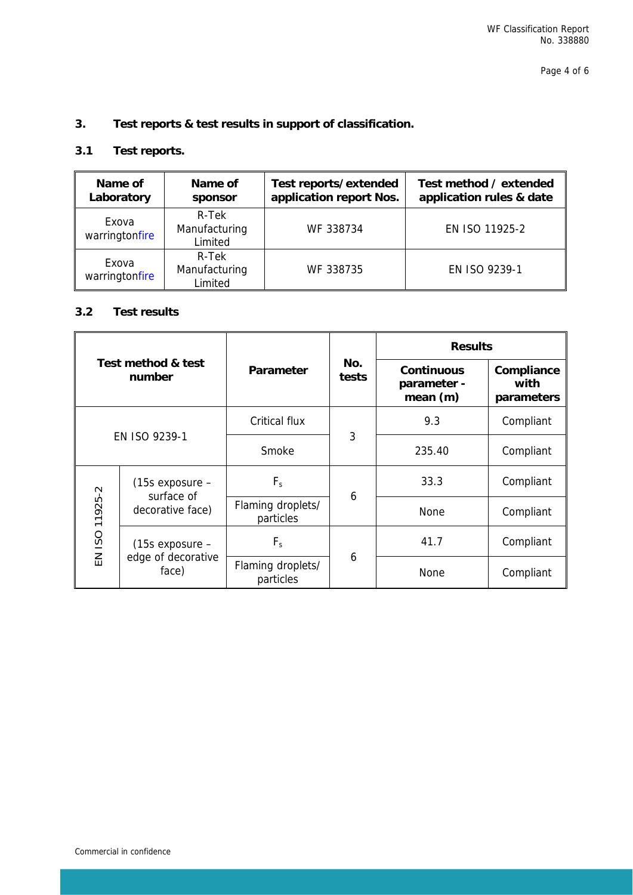## 3. Test reports & test results in support of classification.

### 3.1 Test reports.

| Name of Laboratory | Name of sponsor | Test reports/extended application report Nos. | Test method / extended application rules & date |
|---|---|---|---|
| Exova warringtonfire | R-Tek Manufacturing Limited | WF 338734 | EN ISO 11925-2 |
| Exova warringtonfire | R-Tek Manufacturing Limited | WF 338735 | EN ISO 9239-1 |

### 3.2 Test results

| Test method & test number | | Parameter | No. tests | Results | |
|---|---|---|---|---|---|
| | | | | Continuous parameter - mean (m) | Compliance with parameters |
| EN ISO 9239-1 | | Critical flux | 3 | 9.3 | Compliant |
| | | Smoke | | 235.40 | Compliant |
| EN ISO 11925-2 | (15s exposure – surface of decorative face) | $F_s$ | 6 | 33.3 | Compliant |
| | | Flaming droplets/ particles | | None | Compliant |
| | (15s exposure – edge of decorative face) | $F_s$ | 6 | 41.7 | Compliant |
| | | Flaming droplets/ particles | | None | Compliant |

Commercial in confidence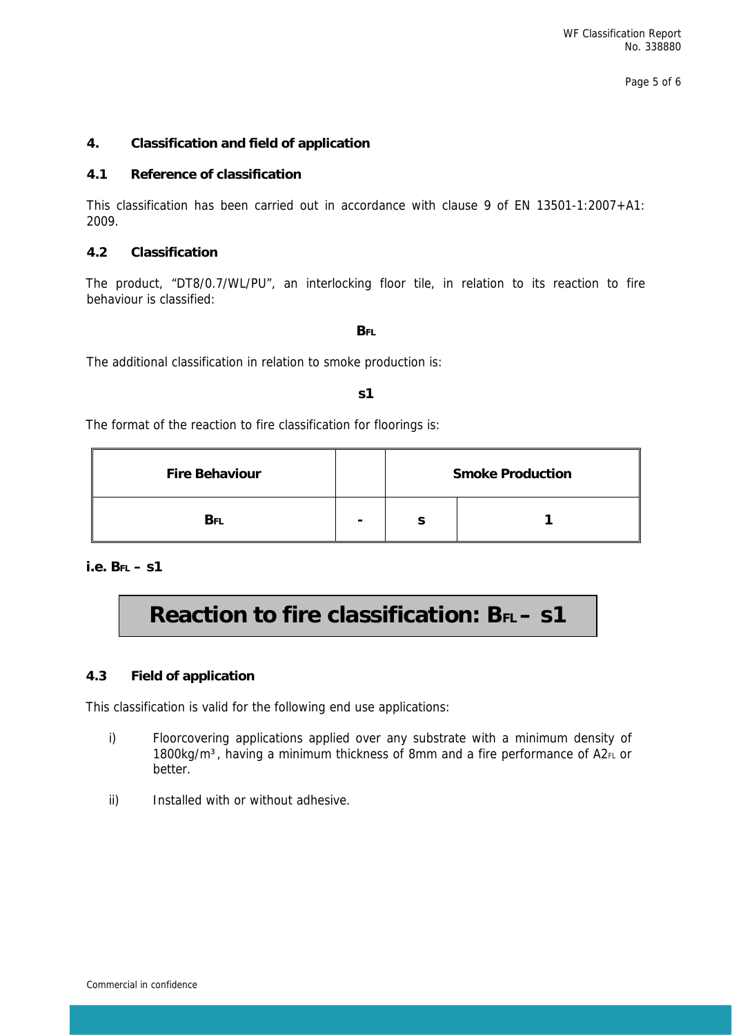## 4. Classification and field of application

### 4.1 Reference of classification

This classification has been carried out in accordance with clause 9 of EN 13501-1:2007+A1: 2009.

### 4.2 Classification

The product, "DT8/0.7/WL/PU", an interlocking floor tile, in relation to its reaction to fire behaviour is classified:

**$B_{FL}$**

The additional classification in relation to smoke production is:

**s1**

The format of the reaction to fire classification for floorings is:

| Fire Behaviour | | Smoke Production | |
|---|---|---|---|
| $B_{FL}$ | - | s | 1 |

**i.e. $B_{FL}$ – s1**

**Reaction to fire classification: $B_{FL}$ – s1**

### 4.3 Field of application

This classification is valid for the following end use applications:

i) Floorcovering applications applied over any substrate with a minimum density of 1800kg/m³, having a minimum thickness of 8mm and a fire performance of $A2_{FL}$ or better.

ii) Installed with or without adhesive.

Commercial in confidence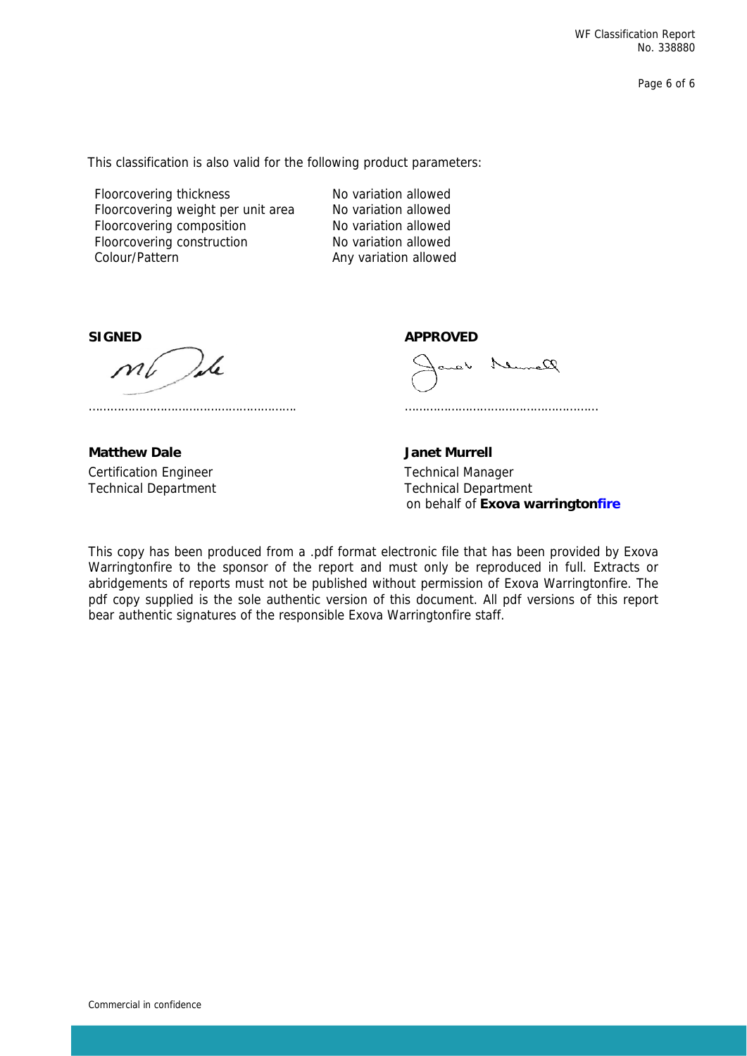This classification is also valid for the following product parameters:

| | |
|---|---|
| Floorcovering thickness | No variation allowed |
| Floorcovering weight per unit area | No variation allowed |
| Floorcovering composition | No variation allowed |
| Floorcovering construction | No variation allowed |
| Colour/Pattern | Any variation allowed |

**SIGNED**

…………………………………………………

**Matthew Dale**
Certification Engineer
Technical Department

**APPROVED**

…………………………………………….

**Janet Murrell**
Technical Manager
Technical Department
on behalf of **Exova warringtonfire**

This copy has been produced from a .pdf format electronic file that has been provided by Exova Warringtonfire to the sponsor of the report and must only be reproduced in full. Extracts or abridgements of reports must not be published without permission of Exova Warringtonfire. The pdf copy supplied is the sole authentic version of this document. All pdf versions of this report bear authentic signatures of the responsible Exova Warringtonfire staff.